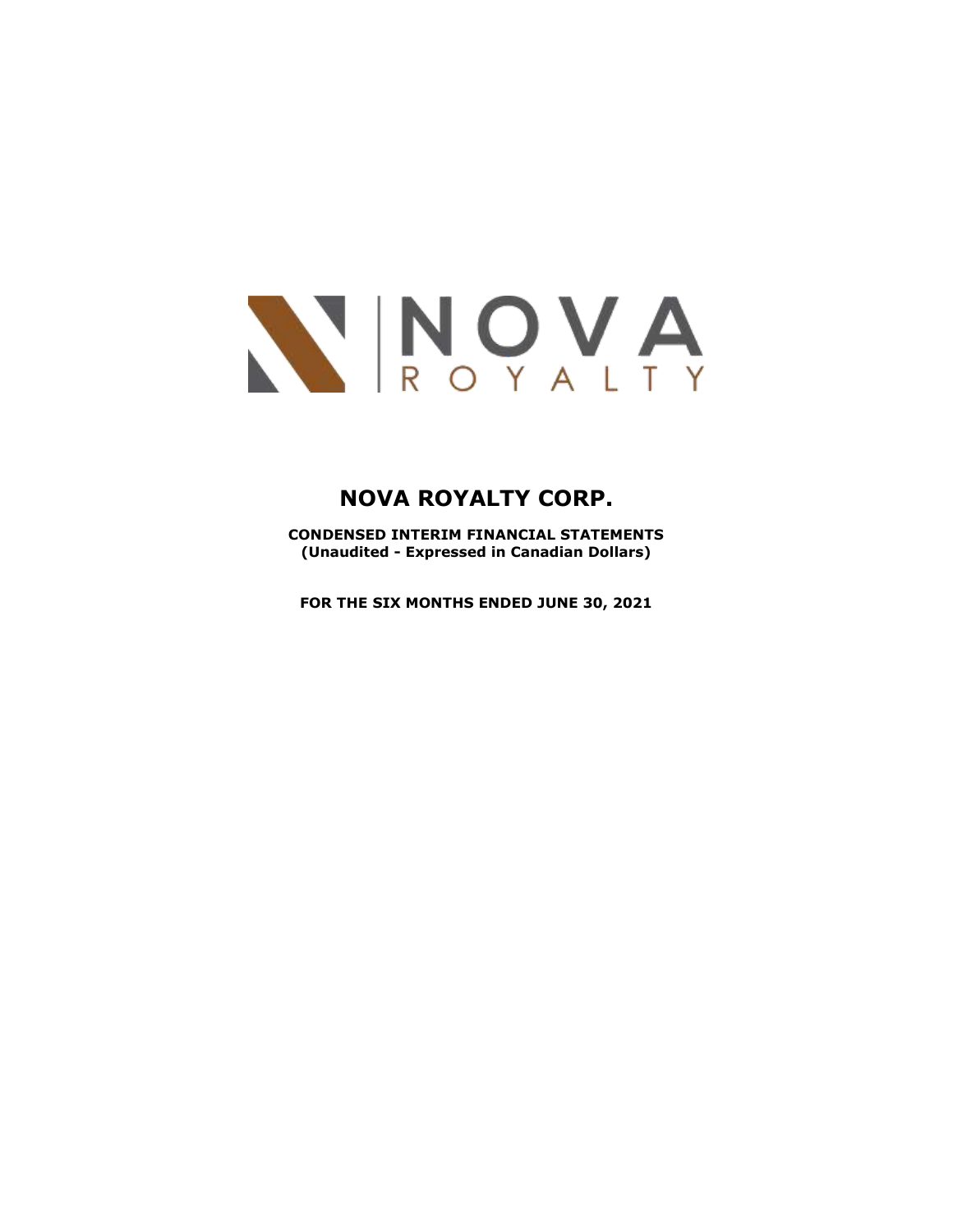# NOVA ROYALTY CORP.

**CONDENSED INTERIM FINANCIAL STATEMENTS**
**(Unaudited - Expressed in Canadian Dollars)**

**FOR THE SIX MONTHS ENDED JUNE 30, 2021**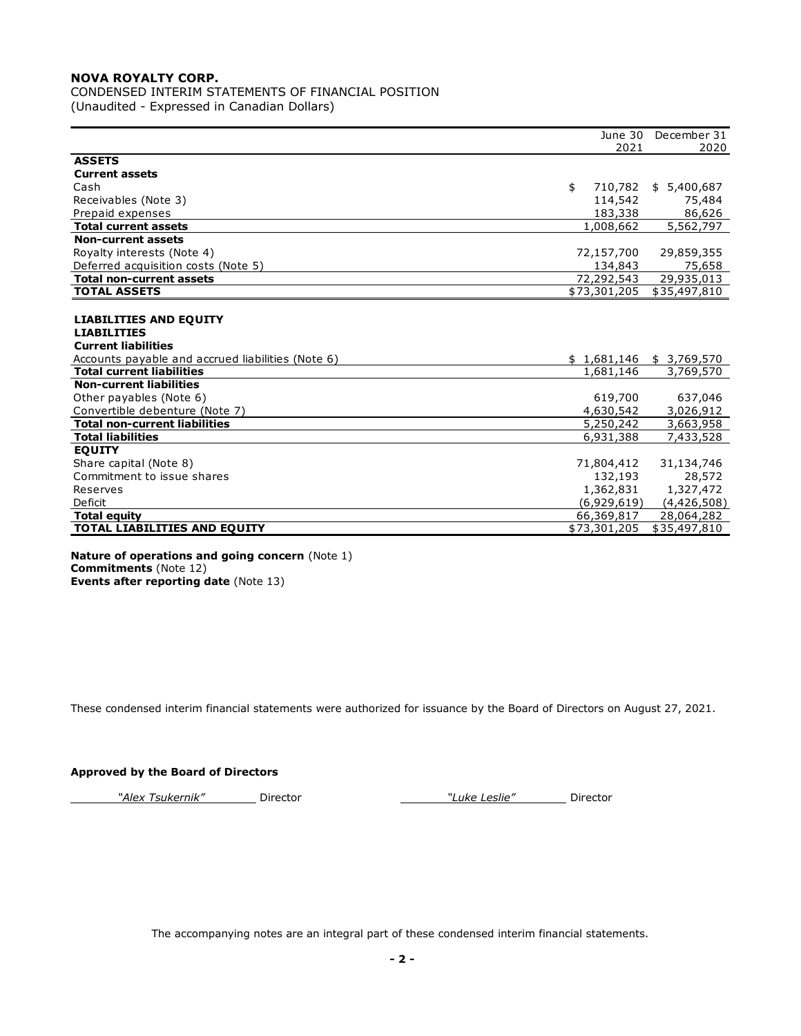**NOVA ROYALTY CORP.**

CONDENSED INTERIM STATEMENTS OF FINANCIAL POSITION
(Unaudited - Expressed in Canadian Dollars)

| | June 30 2021 | December 31 2020 |
|---|---|---|
| **ASSETS** | | |
| **Current assets** | | |
| Cash | $ 710,782 | $ 5,400,687 |
| Receivables (Note 3) | 114,542 | 75,484 |
| Prepaid expenses | 183,338 | 86,626 |
| **Total current assets** | 1,008,662 | 5,562,797 |
| **Non-current assets** | | |
| Royalty interests (Note 4) | 72,157,700 | 29,859,355 |
| Deferred acquisition costs (Note 5) | 134,843 | 75,658 |
| **Total non-current assets** | 72,292,543 | 29,935,013 |
| **TOTAL ASSETS** | $73,301,205 | $35,497,810 |
| | | |
| **LIABILITIES AND EQUITY** | | |
| **LIABILITIES** | | |
| **Current liabilities** | | |
| Accounts payable and accrued liabilities (Note 6) | $ 1,681,146 | $ 3,769,570 |
| **Total current liabilities** | 1,681,146 | 3,769,570 |
| **Non-current liabilities** | | |
| Other payables (Note 6) | 619,700 | 637,046 |
| Convertible debenture (Note 7) | 4,630,542 | 3,026,912 |
| **Total non-current liabilities** | 5,250,242 | 3,663,958 |
| **Total liabilities** | 6,931,388 | 7,433,528 |
| **EQUITY** | | |
| Share capital (Note 8) | 71,804,412 | 31,134,746 |
| Commitment to issue shares | 132,193 | 28,572 |
| Reserves | 1,362,831 | 1,327,472 |
| Deficit | (6,929,619) | (4,426,508) |
| **Total equity** | 66,369,817 | 28,064,282 |
| **TOTAL LIABILITIES AND EQUITY** | $73,301,205 | $35,497,810 |

**Nature of operations and going concern** (Note 1)
**Commitments** (Note 12)
**Events after reporting date** (Note 13)

These condensed interim financial statements were authorized for issuance by the Board of Directors on August 27, 2021.

**Approved by the Board of Directors**

*"Alex Tsukernik"* Director *"Luke Leslie"* Director

The accompanying notes are an integral part of these condensed interim financial statements.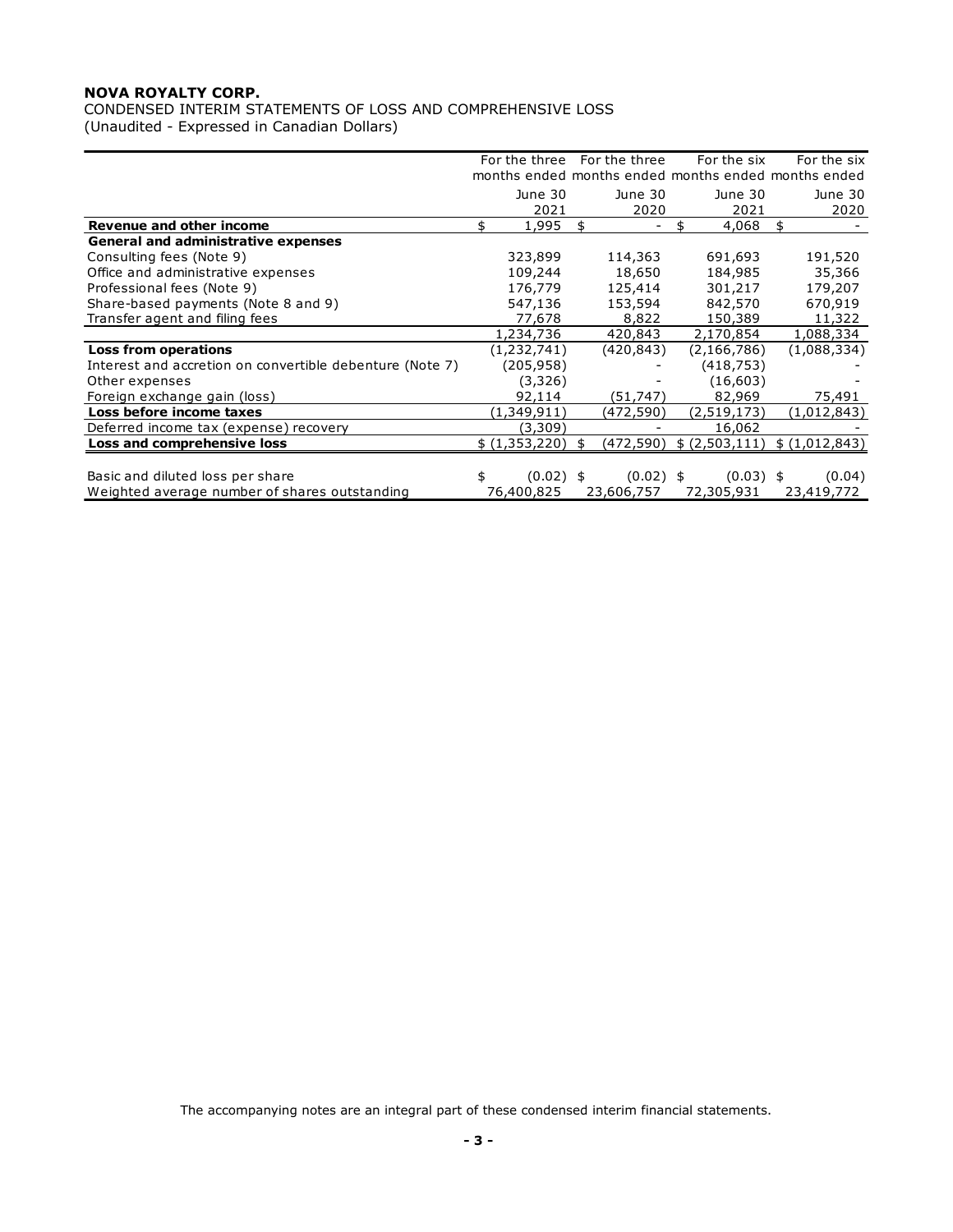**NOVA ROYALTY CORP.**

CONDENSED INTERIM STATEMENTS OF LOSS AND COMPREHENSIVE LOSS
(Unaudited - Expressed in Canadian Dollars)

| | For the three months ended June 30 2021 | For the three months ended June 30 2020 | For the six months ended June 30 2021 | For the six months ended June 30 2020 |
|---|---|---|---|---|
| **Revenue and other income** | $ 1,995 | $ - | $ 4,068 | $ - |
| **General and administrative expenses** | | | | |
| Consulting fees (Note 9) | 323,899 | 114,363 | 691,693 | 191,520 |
| Office and administrative expenses | 109,244 | 18,650 | 184,985 | 35,366 |
| Professional fees (Note 9) | 176,779 | 125,414 | 301,217 | 179,207 |
| Share-based payments (Note 8 and 9) | 547,136 | 153,594 | 842,570 | 670,919 |
| Transfer agent and filing fees | 77,678 | 8,822 | 150,389 | 11,322 |
| | 1,234,736 | 420,843 | 2,170,854 | 1,088,334 |
| **Loss from operations** | (1,232,741) | (420,843) | (2,166,786) | (1,088,334) |
| Interest and accretion on convertible debenture (Note 7) | (205,958) | - | (418,753) | - |
| Other expenses | (3,326) | - | (16,603) | - |
| Foreign exchange gain (loss) | 92,114 | (51,747) | 82,969 | 75,491 |
| **Loss before income taxes** | (1,349,911) | (472,590) | (2,519,173) | (1,012,843) |
| Deferred income tax (expense) recovery | (3,309) | - | 16,062 | - |
| **Loss and comprehensive loss** | $ (1,353,220) | $ (472,590) | $ (2,503,111) | $ (1,012,843) |
| | | | | |
| Basic and diluted loss per share | $ (0.02) | $ (0.02) | $ (0.03) | $ (0.04) |
| Weighted average number of shares outstanding | 76,400,825 | 23,606,757 | 72,305,931 | 23,419,772 |

The accompanying notes are an integral part of these condensed interim financial statements.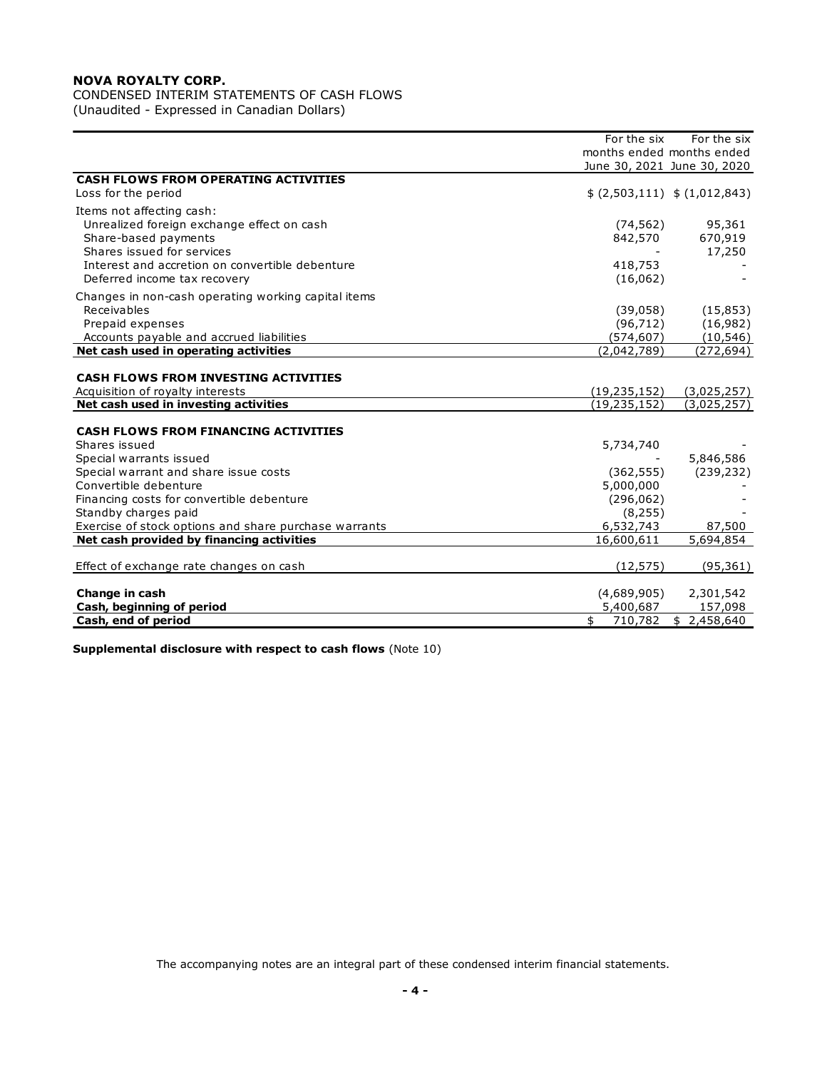**NOVA ROYALTY CORP.**

CONDENSED INTERIM STATEMENTS OF CASH FLOWS
(Unaudited - Expressed in Canadian Dollars)

| | For the six months ended June 30, 2021 | For the six months ended June 30, 2020 |
|---|---|---|
| **CASH FLOWS FROM OPERATING ACTIVITIES** | | |
| Loss for the period | $ (2,503,111) | $ (1,012,843) |
| Items not affecting cash: | | |
| Unrealized foreign exchange effect on cash | (74,562) | 95,361 |
| Share-based payments | 842,570 | 670,919 |
| Shares issued for services | - | 17,250 |
| Interest and accretion on convertible debenture | 418,753 | - |
| Deferred income tax recovery | (16,062) | - |
| Changes in non-cash operating working capital items | | |
| Receivables | (39,058) | (15,853) |
| Prepaid expenses | (96,712) | (16,982) |
| Accounts payable and accrued liabilities | (574,607) | (10,546) |
| **Net cash used in operating activities** | (2,042,789) | (272,694) |
| **CASH FLOWS FROM INVESTING ACTIVITIES** | | |
| Acquisition of royalty interests | (19,235,152) | (3,025,257) |
| **Net cash used in investing activities** | (19,235,152) | (3,025,257) |
| **CASH FLOWS FROM FINANCING ACTIVITIES** | | |
| Shares issued | 5,734,740 | - |
| Special warrants issued | - | 5,846,586 |
| Special warrant and share issue costs | (362,555) | (239,232) |
| Convertible debenture | 5,000,000 | - |
| Financing costs for convertible debenture | (296,062) | - |
| Standby charges paid | (8,255) | - |
| Exercise of stock options and share purchase warrants | 6,532,743 | 87,500 |
| **Net cash provided by financing activities** | 16,600,611 | 5,694,854 |
| Effect of exchange rate changes on cash | (12,575) | (95,361) |
| **Change in cash** | (4,689,905) | 2,301,542 |
| **Cash, beginning of period** | 5,400,687 | 157,098 |
| **Cash, end of period** | $ 710,782 | $ 2,458,640 |

**Supplemental disclosure with respect to cash flows** (Note 10)

The accompanying notes are an integral part of these condensed interim financial statements.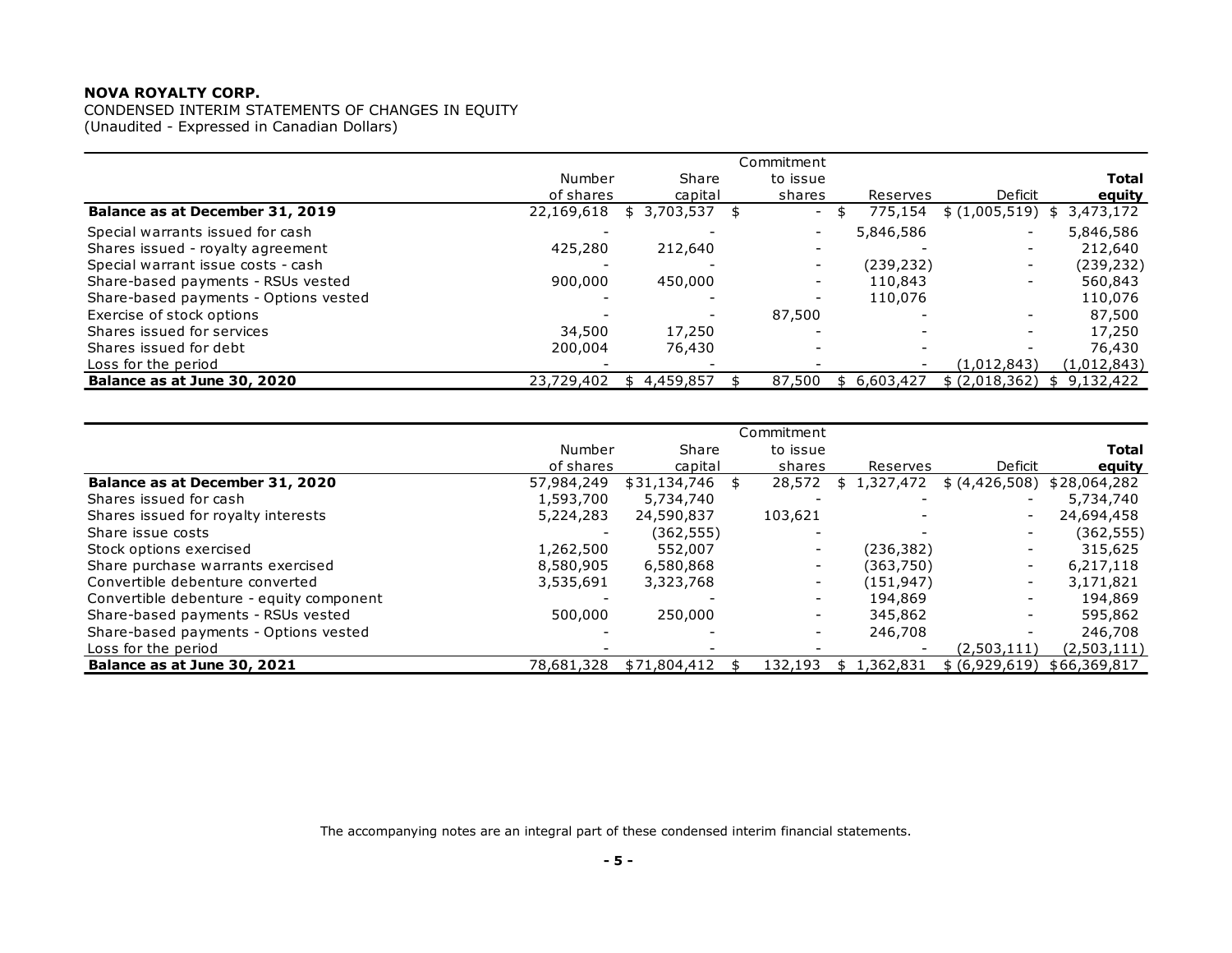**NOVA ROYALTY CORP.**
CONDENSED INTERIM STATEMENTS OF CHANGES IN EQUITY
(Unaudited - Expressed in Canadian Dollars)

| | Number of shares | Share capital | Commitment to issue shares | Reserves | Deficit | **Total equity** |
|---|---|---|---|---|---|---|
| **Balance as at December 31, 2019** | 22,169,618 | $ 3,703,537 | $ - | $ 775,154 | $ (1,005,519) | $ 3,473,172 |
| Special warrants issued for cash | - | - | - | 5,846,586 | - | 5,846,586 |
| Shares issued - royalty agreement | 425,280 | 212,640 | - | - | - | 212,640 |
| Special warrant issue costs - cash | - | - | - | (239,232) | - | (239,232) |
| Share-based payments - RSUs vested | 900,000 | 450,000 | - | 110,843 | - | 560,843 |
| Share-based payments - Options vested | - | - | - | 110,076 | - | 110,076 |
| Exercise of stock options | - | - | 87,500 | - | - | 87,500 |
| Shares issued for services | 34,500 | 17,250 | - | - | - | 17,250 |
| Shares issued for debt | 200,004 | 76,430 | - | - | - | 76,430 |
| Loss for the period | - | - | - | - | (1,012,843) | (1,012,843) |
| **Balance as at June 30, 2020** | 23,729,402 | $ 4,459,857 | $ 87,500 | $ 6,603,427 | $ (2,018,362) | $ 9,132,422 |

| | Number of shares | Share capital | Commitment to issue shares | Reserves | Deficit | **Total equity** |
|---|---|---|---|---|---|---|
| **Balance as at December 31, 2020** | 57,984,249 | $31,134,746 | $ 28,572 | $ 1,327,472 | $ (4,426,508) | $28,064,282 |
| Shares issued for cash | 1,593,700 | 5,734,740 | - | - | - | 5,734,740 |
| Shares issued for royalty interests | 5,224,283 | 24,590,837 | 103,621 | - | - | 24,694,458 |
| Share issue costs | - | (362,555) | - | - | - | (362,555) |
| Stock options exercised | 1,262,500 | 552,007 | - | (236,382) | - | 315,625 |
| Share purchase warrants exercised | 8,580,905 | 6,580,868 | - | (363,750) | - | 6,217,118 |
| Convertible debenture converted | 3,535,691 | 3,323,768 | - | (151,947) | - | 3,171,821 |
| Convertible debenture - equity component | - | - | - | 194,869 | - | 194,869 |
| Share-based payments - RSUs vested | 500,000 | 250,000 | - | 345,862 | - | 595,862 |
| Share-based payments - Options vested | - | - | - | 246,708 | - | 246,708 |
| Loss for the period | - | - | - | - | (2,503,111) | (2,503,111) |
| **Balance as at June 30, 2021** | 78,681,328 | $71,804,412 | $ 132,193 | $ 1,362,831 | $ (6,929,619) | $66,369,817 |

The accompanying notes are an integral part of these condensed interim financial statements.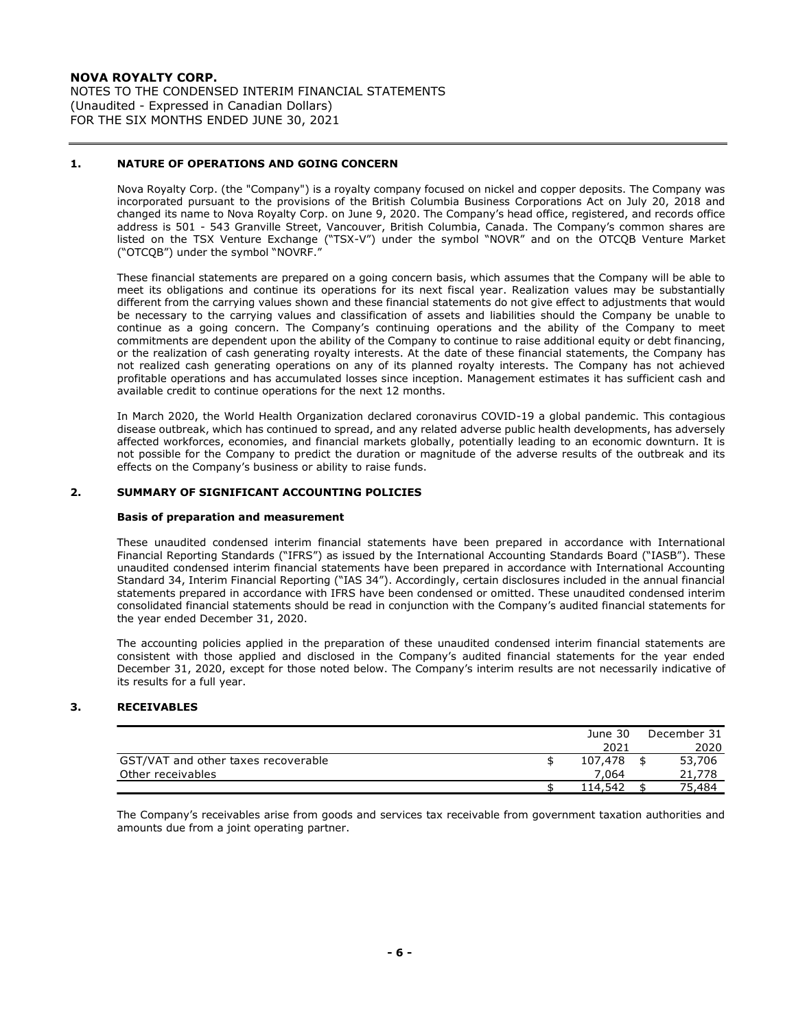**NOVA ROYALTY CORP.**
NOTES TO THE CONDENSED INTERIM FINANCIAL STATEMENTS
(Unaudited - Expressed in Canadian Dollars)
FOR THE SIX MONTHS ENDED JUNE 30, 2021

## 1. NATURE OF OPERATIONS AND GOING CONCERN

Nova Royalty Corp. (the "Company") is a royalty company focused on nickel and copper deposits. The Company was incorporated pursuant to the provisions of the British Columbia Business Corporations Act on July 20, 2018 and changed its name to Nova Royalty Corp. on June 9, 2020. The Company's head office, registered, and records office address is 501 - 543 Granville Street, Vancouver, British Columbia, Canada. The Company's common shares are listed on the TSX Venture Exchange ("TSX-V") under the symbol "NOVR" and on the OTCQB Venture Market ("OTCQB") under the symbol "NOVRF."

These financial statements are prepared on a going concern basis, which assumes that the Company will be able to meet its obligations and continue its operations for its next fiscal year. Realization values may be substantially different from the carrying values shown and these financial statements do not give effect to adjustments that would be necessary to the carrying values and classification of assets and liabilities should the Company be unable to continue as a going concern. The Company's continuing operations and the ability of the Company to meet commitments are dependent upon the ability of the Company to continue to raise additional equity or debt financing, or the realization of cash generating royalty interests. At the date of these financial statements, the Company has not realized cash generating operations on any of its planned royalty interests. The Company has not achieved profitable operations and has accumulated losses since inception. Management estimates it has sufficient cash and available credit to continue operations for the next 12 months.

In March 2020, the World Health Organization declared coronavirus COVID-19 a global pandemic. This contagious disease outbreak, which has continued to spread, and any related adverse public health developments, has adversely affected workforces, economies, and financial markets globally, potentially leading to an economic downturn. It is not possible for the Company to predict the duration or magnitude of the adverse results of the outbreak and its effects on the Company's business or ability to raise funds.

## 2. SUMMARY OF SIGNIFICANT ACCOUNTING POLICIES

### Basis of preparation and measurement

These unaudited condensed interim financial statements have been prepared in accordance with International Financial Reporting Standards ("IFRS") as issued by the International Accounting Standards Board ("IASB"). These unaudited condensed interim financial statements have been prepared in accordance with International Accounting Standard 34, Interim Financial Reporting ("IAS 34"). Accordingly, certain disclosures included in the annual financial statements prepared in accordance with IFRS have been condensed or omitted. These unaudited condensed interim consolidated financial statements should be read in conjunction with the Company's audited financial statements for the year ended December 31, 2020.

The accounting policies applied in the preparation of these unaudited condensed interim financial statements are consistent with those applied and disclosed in the Company's audited financial statements for the year ended December 31, 2020, except for those noted below. The Company's interim results are not necessarily indicative of its results for a full year.

## 3. RECEIVABLES

| | June 30 2021 | December 31 2020 |
|---|---|---|
| GST/VAT and other taxes recoverable | $ 107,478 | $ 53,706 |
| Other receivables | 7,064 | 21,778 |
| | $ 114,542 | $ 75,484 |

The Company's receivables arise from goods and services tax receivable from government taxation authorities and amounts due from a joint operating partner.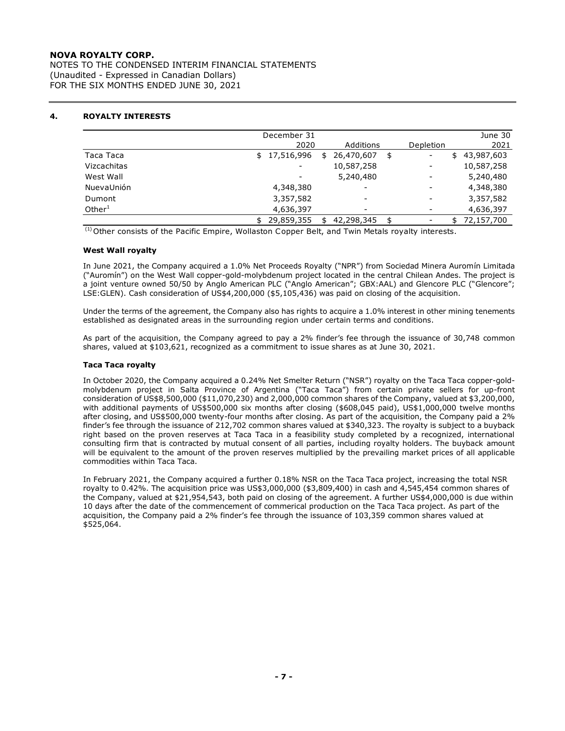## 4. ROYALTY INTERESTS

| | December 31 2020 | Additions | Depletion | June 30 2021 |
|---|---|---|---|---|
| Taca Taca | $ 17,516,996 | $ 26,470,607 | $ - | $ 43,987,603 |
| Vizcachitas | - | 10,587,258 | - | 10,587,258 |
| West Wall | - | 5,240,480 | - | 5,240,480 |
| NuevaUnión | 4,348,380 | - | - | 4,348,380 |
| Dumont | 3,357,582 | - | - | 3,357,582 |
| Other[1] | 4,636,397 | - | - | 4,636,397 |
| | $ 29,859,355 | $ 42,298,345 | $ - | $ 72,157,700 |

(1) Other consists of the Pacific Empire, Wollaston Copper Belt, and Twin Metals royalty interests.

**West Wall royalty**

In June 2021, the Company acquired a 1.0% Net Proceeds Royalty ("NPR") from Sociedad Minera Auromín Limitada ("Auromín") on the West Wall copper-gold-molybdenum project located in the central Chilean Andes. The project is a joint venture owned 50/50 by Anglo American PLC ("Anglo American"; GBX:AAL) and Glencore PLC ("Glencore"; LSE:GLEN). Cash consideration of US$4,200,000 ($5,105,436) was paid on closing of the acquisition.

Under the terms of the agreement, the Company also has rights to acquire a 1.0% interest in other mining tenements established as designated areas in the surrounding region under certain terms and conditions.

As part of the acquisition, the Company agreed to pay a 2% finder's fee through the issuance of 30,748 common shares, valued at $103,621, recognized as a commitment to issue shares as at June 30, 2021.

**Taca Taca royalty**

In October 2020, the Company acquired a 0.24% Net Smelter Return ("NSR") royalty on the Taca Taca copper-gold-molybdenum project in Salta Province of Argentina ("Taca Taca") from certain private sellers for up-front consideration of US$8,500,000 ($11,070,230) and 2,000,000 common shares of the Company, valued at $3,200,000, with additional payments of US$500,000 six months after closing ($608,045 paid), US$1,000,000 twelve months after closing, and US$500,000 twenty-four months after closing. As part of the acquisition, the Company paid a 2% finder's fee through the issuance of 212,702 common shares valued at $340,323. The royalty is subject to a buyback right based on the proven reserves at Taca Taca in a feasibility study completed by a recognized, international consulting firm that is contracted by mutual consent of all parties, including royalty holders. The buyback amount will be equivalent to the amount of the proven reserves multiplied by the prevailing market prices of all applicable commodities within Taca Taca.

In February 2021, the Company acquired a further 0.18% NSR on the Taca Taca project, increasing the total NSR royalty to 0.42%. The acquisition price was US$3,000,000 ($3,809,400) in cash and 4,545,454 common shares of the Company, valued at $21,954,543, both paid on closing of the agreement. A further US$4,000,000 is due within 10 days after the date of the commencement of commerical production on the Taca Taca project. As part of the acquisition, the Company paid a 2% finder's fee through the issuance of 103,359 common shares valued at $525,064.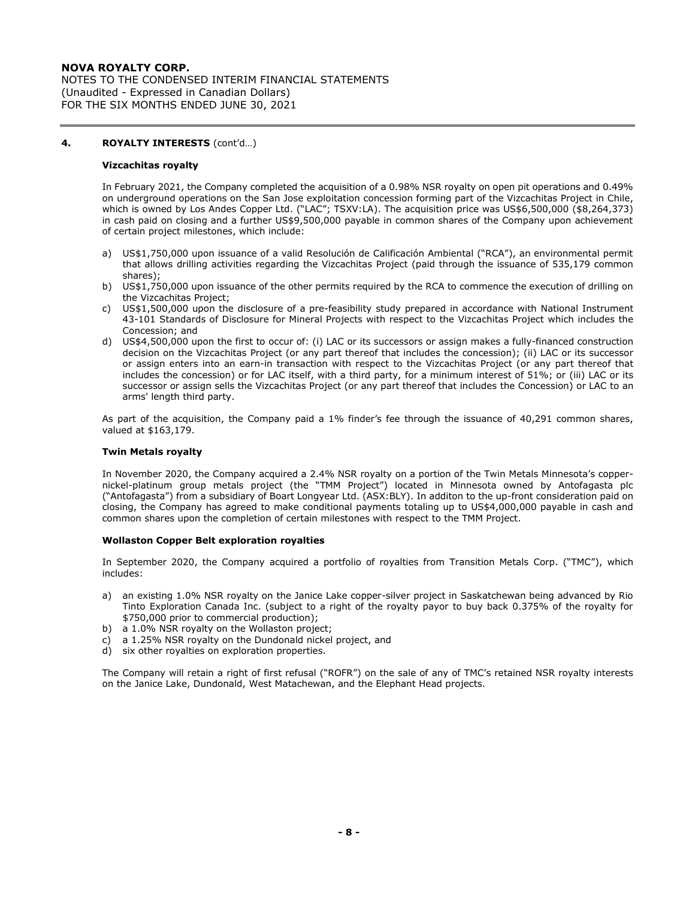## 4. ROYALTY INTERESTS (cont'd…)

### Vizcachitas royalty

In February 2021, the Company completed the acquisition of a 0.98% NSR royalty on open pit operations and 0.49% on underground operations on the San Jose exploitation concession forming part of the Vizcachitas Project in Chile, which is owned by Los Andes Copper Ltd. ("LAC"; TSXV:LA). The acquisition price was US$6,500,000 ($8,264,373) in cash paid on closing and a further US$9,500,000 payable in common shares of the Company upon achievement of certain project milestones, which include:

a) US$1,750,000 upon issuance of a valid Resolución de Calificación Ambiental ("RCA"), an environmental permit that allows drilling activities regarding the Vizcachitas Project (paid through the issuance of 535,179 common shares);
b) US$1,750,000 upon issuance of the other permits required by the RCA to commence the execution of drilling on the Vizcachitas Project;
c) US$1,500,000 upon the disclosure of a pre-feasibility study prepared in accordance with National Instrument 43-101 Standards of Disclosure for Mineral Projects with respect to the Vizcachitas Project which includes the Concession; and
d) US$4,500,000 upon the first to occur of: (i) LAC or its successors or assign makes a fully-financed construction decision on the Vizcachitas Project (or any part thereof that includes the concession); (ii) LAC or its successor or assign enters into an earn-in transaction with respect to the Vizcachitas Project (or any part thereof that includes the concession) or for LAC itself, with a third party, for a minimum interest of 51%; or (iii) LAC or its successor or assign sells the Vizcachitas Project (or any part thereof that includes the Concession) or LAC to an arms' length third party.

As part of the acquisition, the Company paid a 1% finder's fee through the issuance of 40,291 common shares, valued at $163,179.

### Twin Metals royalty

In November 2020, the Company acquired a 2.4% NSR royalty on a portion of the Twin Metals Minnesota's copper-nickel-platinum group metals project (the "TMM Project") located in Minnesota owned by Antofagasta plc ("Antofagasta") from a subsidiary of Boart Longyear Ltd. (ASX:BLY). In additon to the up-front consideration paid on closing, the Company has agreed to make conditional payments totaling up to US$4,000,000 payable in cash and common shares upon the completion of certain milestones with respect to the TMM Project.

### Wollaston Copper Belt exploration royalties

In September 2020, the Company acquired a portfolio of royalties from Transition Metals Corp. ("TMC"), which includes:

a) an existing 1.0% NSR royalty on the Janice Lake copper-silver project in Saskatchewan being advanced by Rio Tinto Exploration Canada Inc. (subject to a right of the royalty payor to buy back 0.375% of the royalty for $750,000 prior to commercial production);
b) a 1.0% NSR royalty on the Wollaston project;
c) a 1.25% NSR royalty on the Dundonald nickel project, and
d) six other royalties on exploration properties.

The Company will retain a right of first refusal ("ROFR") on the sale of any of TMC's retained NSR royalty interests on the Janice Lake, Dundonald, West Matachewan, and the Elephant Head projects.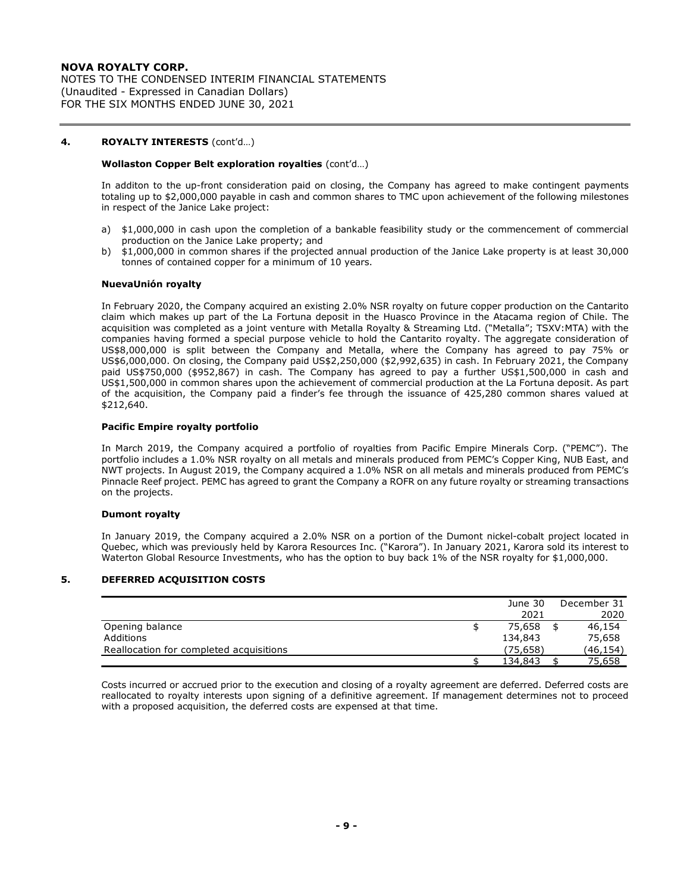## 4. ROYALTY INTERESTS (cont'd…)

### Wollaston Copper Belt exploration royalties (cont'd…)

In additon to the up-front consideration paid on closing, the Company has agreed to make contingent payments totaling up to $2,000,000 payable in cash and common shares to TMC upon achievement of the following milestones in respect of the Janice Lake project:

a) $1,000,000 in cash upon the completion of a bankable feasibility study or the commencement of commercial production on the Janice Lake property; and
b) $1,000,000 in common shares if the projected annual production of the Janice Lake property is at least 30,000 tonnes of contained copper for a minimum of 10 years.

### NuevaUnión royalty

In February 2020, the Company acquired an existing 2.0% NSR royalty on future copper production on the Cantarito claim which makes up part of the La Fortuna deposit in the Huasco Province in the Atacama region of Chile. The acquisition was completed as a joint venture with Metalla Royalty & Streaming Ltd. ("Metalla"; TSXV:MTA) with the companies having formed a special purpose vehicle to hold the Cantarito royalty. The aggregate consideration of US$8,000,000 is split between the Company and Metalla, where the Company has agreed to pay 75% or US$6,000,000. On closing, the Company paid US$2,250,000 ($2,992,635) in cash. In February 2021, the Company paid US$750,000 ($952,867) in cash. The Company has agreed to pay a further US$1,500,000 in cash and US$1,500,000 in common shares upon the achievement of commercial production at the La Fortuna deposit. As part of the acquisition, the Company paid a finder's fee through the issuance of 425,280 common shares valued at $212,640.

### Pacific Empire royalty portfolio

In March 2019, the Company acquired a portfolio of royalties from Pacific Empire Minerals Corp. ("PEMC"). The portfolio includes a 1.0% NSR royalty on all metals and minerals produced from PEMC's Copper King, NUB East, and NWT projects. In August 2019, the Company acquired a 1.0% NSR on all metals and minerals produced from PEMC's Pinnacle Reef project. PEMC has agreed to grant the Company a ROFR on any future royalty or streaming transactions on the projects.

### Dumont royalty

In January 2019, the Company acquired a 2.0% NSR on a portion of the Dumont nickel-cobalt project located in Quebec, which was previously held by Karora Resources Inc. ("Karora"). In January 2021, Karora sold its interest to Waterton Global Resource Investments, who has the option to buy back 1% of the NSR royalty for $1,000,000.

## 5. DEFERRED ACQUISITION COSTS

| | June 30 2021 | December 31 2020 |
|---|---|---|
| Opening balance | $ 75,658 | $ 46,154 |
| Additions | 134,843 | 75,658 |
| Reallocation for completed acquisitions | (75,658) | (46,154) |
| | $ 134,843 | $ 75,658 |

Costs incurred or accrued prior to the execution and closing of a royalty agreement are deferred. Deferred costs are reallocated to royalty interests upon signing of a definitive agreement. If management determines not to proceed with a proposed acquisition, the deferred costs are expensed at that time.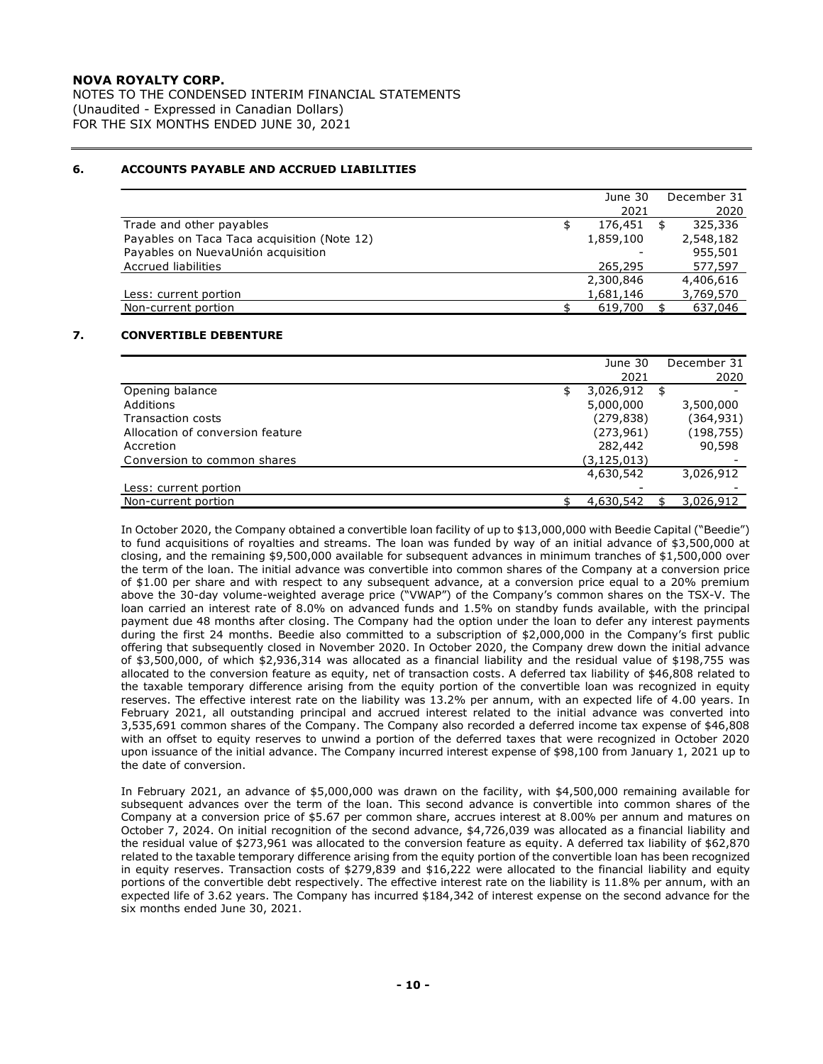**NOVA ROYALTY CORP.**
NOTES TO THE CONDENSED INTERIM FINANCIAL STATEMENTS
(Unaudited - Expressed in Canadian Dollars)
FOR THE SIX MONTHS ENDED JUNE 30, 2021

## 6. ACCOUNTS PAYABLE AND ACCRUED LIABILITIES

| | June 30 2021 | December 31 2020 |
|---|---|---|
| Trade and other payables | $ 176,451 | $ 325,336 |
| Payables on Taca Taca acquisition (Note 12) | 1,859,100 | 2,548,182 |
| Payables on NuevaUnión acquisition | - | 955,501 |
| Accrued liabilities | 265,295 | 577,597 |
| | 2,300,846 | 4,406,616 |
| Less: current portion | 1,681,146 | 3,769,570 |
| Non-current portion | $ 619,700 | $ 637,046 |

## 7. CONVERTIBLE DEBENTURE

| | June 30 2021 | December 31 2020 |
|---|---|---|
| Opening balance | $ 3,026,912 | $ - |
| Additions | 5,000,000 | 3,500,000 |
| Transaction costs | (279,838) | (364,931) |
| Allocation of conversion feature | (273,961) | (198,755) |
| Accretion | 282,442 | 90,598 |
| Conversion to common shares | (3,125,013) | - |
| | 4,630,542 | 3,026,912 |
| Less: current portion | - | - |
| Non-current portion | $ 4,630,542 | $ 3,026,912 |

In October 2020, the Company obtained a convertible loan facility of up to $13,000,000 with Beedie Capital ("Beedie") to fund acquisitions of royalties and streams. The loan was funded by way of an initial advance of $3,500,000 at closing, and the remaining $9,500,000 available for subsequent advances in minimum tranches of $1,500,000 over the term of the loan. The initial advance was convertible into common shares of the Company at a conversion price of $1.00 per share and with respect to any subsequent advance, at a conversion price equal to a 20% premium above the 30-day volume-weighted average price ("VWAP") of the Company's common shares on the TSX-V. The loan carried an interest rate of 8.0% on advanced funds and 1.5% on standby funds available, with the principal payment due 48 months after closing. The Company had the option under the loan to defer any interest payments during the first 24 months. Beedie also committed to a subscription of $2,000,000 in the Company's first public offering that subsequently closed in November 2020. In October 2020, the Company drew down the initial advance of $3,500,000, of which $2,936,314 was allocated as a financial liability and the residual value of $198,755 was allocated to the conversion feature as equity, net of transaction costs. A deferred tax liability of $46,808 related to the taxable temporary difference arising from the equity portion of the convertible loan was recognized in equity reserves. The effective interest rate on the liability was 13.2% per annum, with an expected life of 4.00 years. In February 2021, all outstanding principal and accrued interest related to the initial advance was converted into 3,535,691 common shares of the Company. The Company also recorded a deferred income tax expense of $46,808 with an offset to equity reserves to unwind a portion of the deferred taxes that were recognized in October 2020 upon issuance of the initial advance. The Company incurred interest expense of $98,100 from January 1, 2021 up to the date of conversion.

In February 2021, an advance of $5,000,000 was drawn on the facility, with $4,500,000 remaining available for subsequent advances over the term of the loan. This second advance is convertible into common shares of the Company at a conversion price of $5.67 per common share, accrues interest at 8.00% per annum and matures on October 7, 2024. On initial recognition of the second advance, $4,726,039 was allocated as a financial liability and the residual value of $273,961 was allocated to the conversion feature as equity. A deferred tax liability of $62,870 related to the taxable temporary difference arising from the equity portion of the convertible loan has been recognized in equity reserves. Transaction costs of $279,839 and $16,222 were allocated to the financial liability and equity portions of the convertible debt respectively. The effective interest rate on the liability is 11.8% per annum, with an expected life of 3.62 years. The Company has incurred $184,342 of interest expense on the second advance for the six months ended June 30, 2021.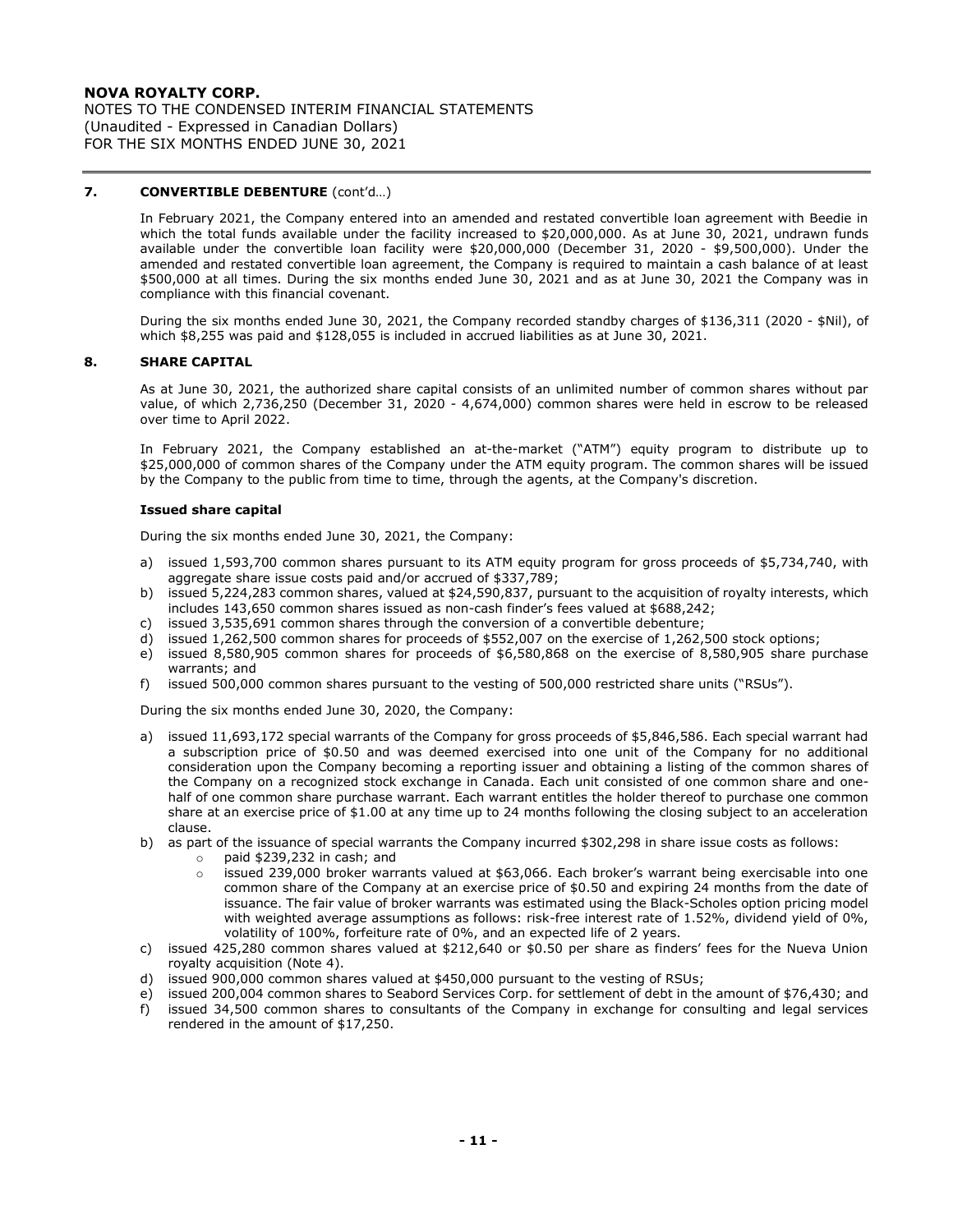### 7. CONVERTIBLE DEBENTURE (cont'd…)

In February 2021, the Company entered into an amended and restated convertible loan agreement with Beedie in which the total funds available under the facility increased to $20,000,000. As at June 30, 2021, undrawn funds available under the convertible loan facility were $20,000,000 (December 31, 2020 - $9,500,000). Under the amended and restated convertible loan agreement, the Company is required to maintain a cash balance of at least $500,000 at all times. During the six months ended June 30, 2021 and as at June 30, 2021 the Company was in compliance with this financial covenant.

During the six months ended June 30, 2021, the Company recorded standby charges of $136,311 (2020 - $Nil), of which $8,255 was paid and $128,055 is included in accrued liabilities as at June 30, 2021.

### 8. SHARE CAPITAL

As at June 30, 2021, the authorized share capital consists of an unlimited number of common shares without par value, of which 2,736,250 (December 31, 2020 - 4,674,000) common shares were held in escrow to be released over time to April 2022.

In February 2021, the Company established an at-the-market ("ATM") equity program to distribute up to $25,000,000 of common shares of the Company under the ATM equity program. The common shares will be issued by the Company to the public from time to time, through the agents, at the Company's discretion.

**Issued share capital**

During the six months ended June 30, 2021, the Company:

a) issued 1,593,700 common shares pursuant to its ATM equity program for gross proceeds of $5,734,740, with aggregate share issue costs paid and/or accrued of $337,789;
b) issued 5,224,283 common shares, valued at $24,590,837, pursuant to the acquisition of royalty interests, which includes 143,650 common shares issued as non-cash finder's fees valued at $688,242;
c) issued 3,535,691 common shares through the conversion of a convertible debenture;
d) issued 1,262,500 common shares for proceeds of $552,007 on the exercise of 1,262,500 stock options;
e) issued 8,580,905 common shares for proceeds of $6,580,868 on the exercise of 8,580,905 share purchase warrants; and
f) issued 500,000 common shares pursuant to the vesting of 500,000 restricted share units ("RSUs").

During the six months ended June 30, 2020, the Company:

a) issued 11,693,172 special warrants of the Company for gross proceeds of $5,846,586. Each special warrant had a subscription price of $0.50 and was deemed exercised into one unit of the Company for no additional consideration upon the Company becoming a reporting issuer and obtaining a listing of the common shares of the Company on a recognized stock exchange in Canada. Each unit consisted of one common share and one-half of one common share purchase warrant. Each warrant entitles the holder thereof to purchase one common share at an exercise price of $1.00 at any time up to 24 months following the closing subject to an acceleration clause.
b) as part of the issuance of special warrants the Company incurred $302,298 in share issue costs as follows:
   - paid $239,232 in cash; and
   - issued 239,000 broker warrants valued at $63,066. Each broker's warrant being exercisable into one common share of the Company at an exercise price of $0.50 and expiring 24 months from the date of issuance. The fair value of broker warrants was estimated using the Black-Scholes option pricing model with weighted average assumptions as follows: risk-free interest rate of 1.52%, dividend yield of 0%, volatility of 100%, forfeiture rate of 0%, and an expected life of 2 years.
c) issued 425,280 common shares valued at $212,640 or $0.50 per share as finders' fees for the Nueva Union royalty acquisition (Note 4).
d) issued 900,000 common shares valued at $450,000 pursuant to the vesting of RSUs;
e) issued 200,004 common shares to Seabord Services Corp. for settlement of debt in the amount of $76,430; and
f) issued 34,500 common shares to consultants of the Company in exchange for consulting and legal services rendered in the amount of $17,250.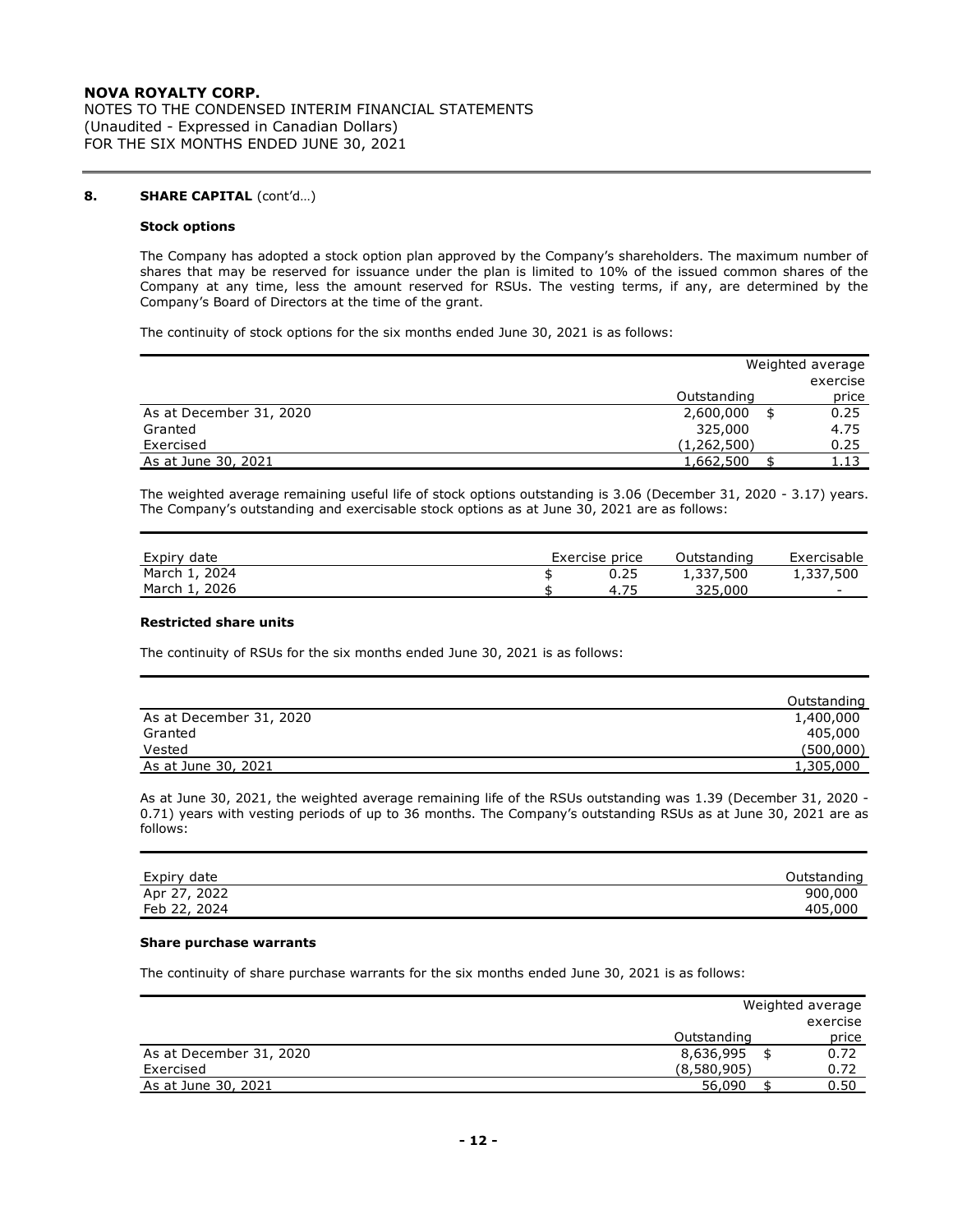## 8. SHARE CAPITAL (cont'd…)

### Stock options

The Company has adopted a stock option plan approved by the Company's shareholders. The maximum number of shares that may be reserved for issuance under the plan is limited to 10% of the issued common shares of the Company at any time, less the amount reserved for RSUs. The vesting terms, if any, are determined by the Company's Board of Directors at the time of the grant.

The continuity of stock options for the six months ended June 30, 2021 is as follows:

| | Outstanding | Weighted average exercise price |
|---|---|---|
| As at December 31, 2020 | 2,600,000 | $ 0.25 |
| Granted | 325,000 | 4.75 |
| Exercised | (1,262,500) | 0.25 |
| As at June 30, 2021 | 1,662,500 | $ 1.13 |

The weighted average remaining useful life of stock options outstanding is 3.06 (December 31, 2020 - 3.17) years. The Company's outstanding and exercisable stock options as at June 30, 2021 are as follows:

| Expiry date | Exercise price | Outstanding | Exercisable |
|---|---|---|---|
| March 1, 2024 | $ 0.25 | 1,337,500 | 1,337,500 |
| March 1, 2026 | $ 4.75 | 325,000 | - |

### Restricted share units

The continuity of RSUs for the six months ended June 30, 2021 is as follows:

| | Outstanding |
|---|---|
| As at December 31, 2020 | 1,400,000 |
| Granted | 405,000 |
| Vested | (500,000) |
| As at June 30, 2021 | 1,305,000 |

As at June 30, 2021, the weighted average remaining life of the RSUs outstanding was 1.39 (December 31, 2020 - 0.71) years with vesting periods of up to 36 months. The Company's outstanding RSUs as at June 30, 2021 are as follows:

| Expiry date | Outstanding |
|---|---|
| Apr 27, 2022 | 900,000 |
| Feb 22, 2024 | 405,000 |

### Share purchase warrants

The continuity of share purchase warrants for the six months ended June 30, 2021 is as follows:

| | Outstanding | Weighted average exercise price |
|---|---|---|
| As at December 31, 2020 | 8,636,995 | $ 0.72 |
| Exercised | (8,580,905) | 0.72 |
| As at June 30, 2021 | 56,090 | $ 0.50 |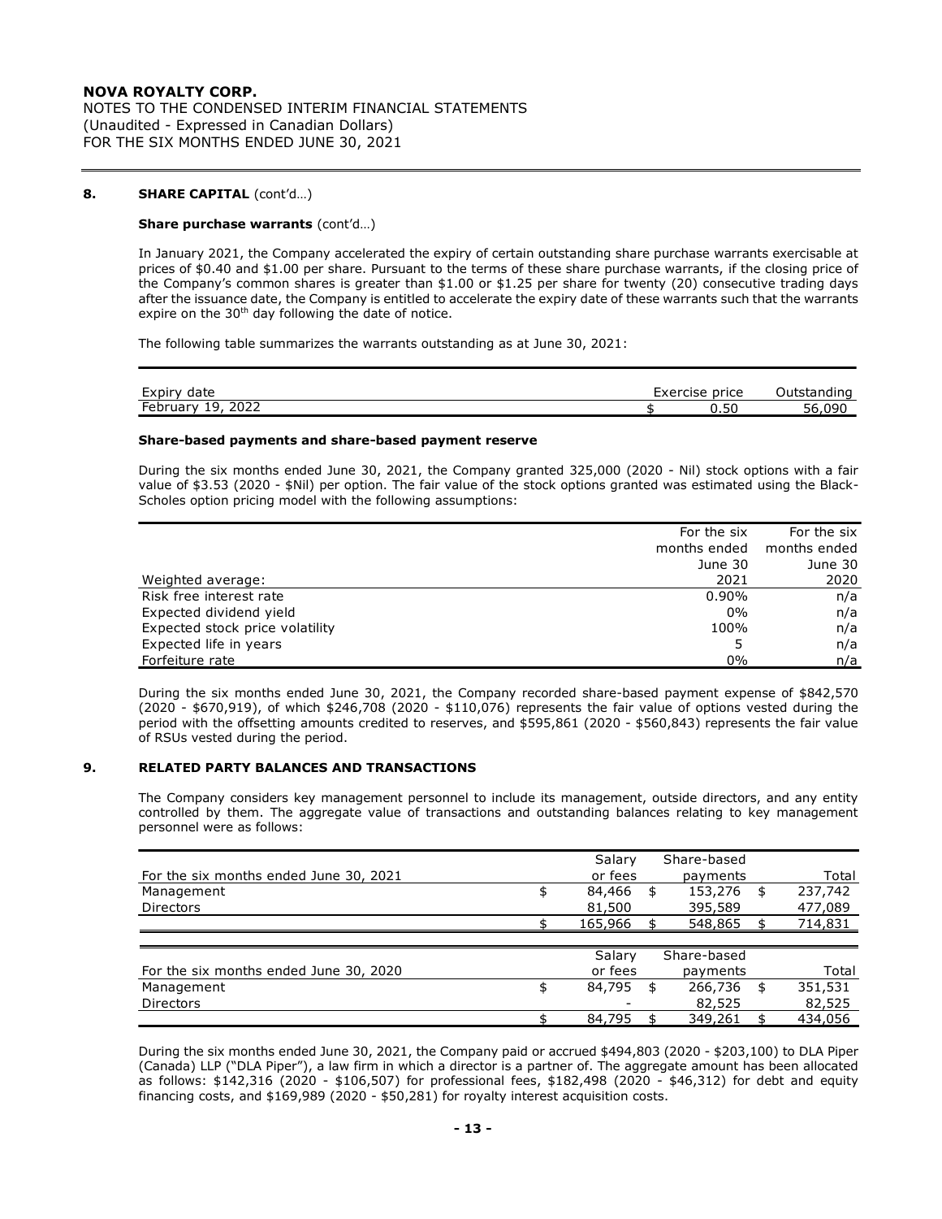## 8. SHARE CAPITAL (cont'd…)

### Share purchase warrants (cont'd…)

In January 2021, the Company accelerated the expiry of certain outstanding share purchase warrants exercisable at prices of $0.40 and $1.00 per share. Pursuant to the terms of these share purchase warrants, if the closing price of the Company's common shares is greater than $1.00 or $1.25 per share for twenty (20) consecutive trading days after the issuance date, the Company is entitled to accelerate the expiry date of these warrants such that the warrants expire on the 30th day following the date of notice.

The following table summarizes the warrants outstanding as at June 30, 2021:

| Expiry date | Exercise price | Outstanding |
|---|---|---|
| February 19, 2022 | $ 0.50 | 56,090 |

### Share-based payments and share-based payment reserve

During the six months ended June 30, 2021, the Company granted 325,000 (2020 - Nil) stock options with a fair value of $3.53 (2020 - $Nil) per option. The fair value of the stock options granted was estimated using the Black-Scholes option pricing model with the following assumptions:

| Weighted average: | For the six months ended June 30 2021 | For the six months ended June 30 2020 |
|---|---|---|
| Risk free interest rate | 0.90% | n/a |
| Expected dividend yield | 0% | n/a |
| Expected stock price volatility | 100% | n/a |
| Expected life in years | 5 | n/a |
| Forfeiture rate | 0% | n/a |

During the six months ended June 30, 2021, the Company recorded share-based payment expense of $842,570 (2020 - $670,919), of which $246,708 (2020 - $110,076) represents the fair value of options vested during the period with the offsetting amounts credited to reserves, and $595,861 (2020 - $560,843) represents the fair value of RSUs vested during the period.

## 9. RELATED PARTY BALANCES AND TRANSACTIONS

The Company considers key management personnel to include its management, outside directors, and any entity controlled by them. The aggregate value of transactions and outstanding balances relating to key management personnel were as follows:

| For the six months ended June 30, 2021 | Salary or fees | Share-based payments | Total |
|---|---|---|---|
| Management | $ 84,466 | $ 153,276 | $ 237,742 |
| Directors | 81,500 | 395,589 | 477,089 |
| | $ 165,966 | $ 548,865 | $ 714,831 |

| For the six months ended June 30, 2020 | Salary or fees | Share-based payments | Total |
|---|---|---|---|
| Management | $ 84,795 | $ 266,736 | $ 351,531 |
| Directors | - | 82,525 | 82,525 |
| | $ 84,795 | $ 349,261 | $ 434,056 |

During the six months ended June 30, 2021, the Company paid or accrued $494,803 (2020 - $203,100) to DLA Piper (Canada) LLP ("DLA Piper"), a law firm in which a director is a partner of. The aggregate amount has been allocated as follows: $142,316 (2020 - $106,507) for professional fees, $182,498 (2020 - $46,312) for debt and equity financing costs, and $169,989 (2020 - $50,281) for royalty interest acquisition costs.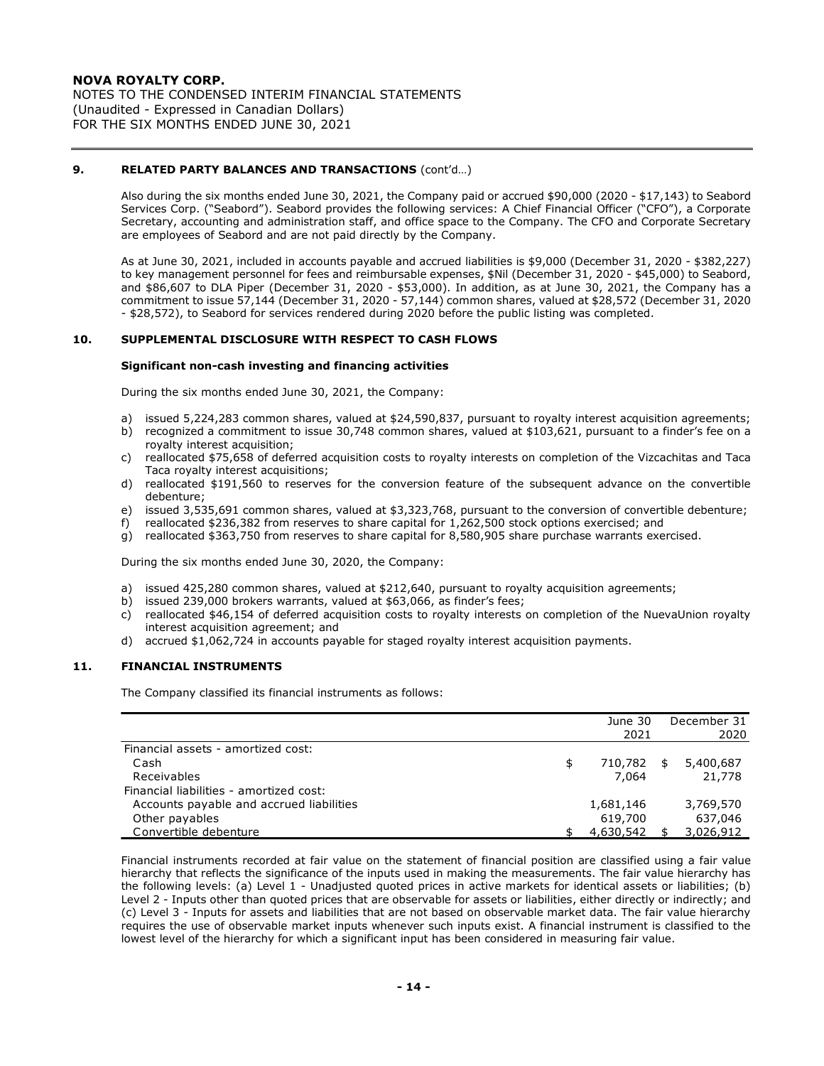## 9. RELATED PARTY BALANCES AND TRANSACTIONS (cont'd…)

Also during the six months ended June 30, 2021, the Company paid or accrued $90,000 (2020 - $17,143) to Seabord Services Corp. ("Seabord"). Seabord provides the following services: A Chief Financial Officer ("CFO"), a Corporate Secretary, accounting and administration staff, and office space to the Company. The CFO and Corporate Secretary are employees of Seabord and are not paid directly by the Company.

As at June 30, 2021, included in accounts payable and accrued liabilities is $9,000 (December 31, 2020 - $382,227) to key management personnel for fees and reimbursable expenses, $Nil (December 31, 2020 - $45,000) to Seabord, and $86,607 to DLA Piper (December 31, 2020 - $53,000). In addition, as at June 30, 2021, the Company has a commitment to issue 57,144 (December 31, 2020 - 57,144) common shares, valued at $28,572 (December 31, 2020 - $28,572), to Seabord for services rendered during 2020 before the public listing was completed.

## 10. SUPPLEMENTAL DISCLOSURE WITH RESPECT TO CASH FLOWS

### Significant non-cash investing and financing activities

During the six months ended June 30, 2021, the Company:

a) issued 5,224,283 common shares, valued at $24,590,837, pursuant to royalty interest acquisition agreements;
b) recognized a commitment to issue 30,748 common shares, valued at $103,621, pursuant to a finder's fee on a royalty interest acquisition;
c) reallocated $75,658 of deferred acquisition costs to royalty interests on completion of the Vizcachitas and Taca Taca royalty interest acquisitions;
d) reallocated $191,560 to reserves for the conversion feature of the subsequent advance on the convertible debenture;
e) issued 3,535,691 common shares, valued at $3,323,768, pursuant to the conversion of convertible debenture;
f) reallocated $236,382 from reserves to share capital for 1,262,500 stock options exercised; and
g) reallocated $363,750 from reserves to share capital for 8,580,905 share purchase warrants exercised.

During the six months ended June 30, 2020, the Company:

a) issued 425,280 common shares, valued at $212,640, pursuant to royalty acquisition agreements;
b) issued 239,000 brokers warrants, valued at $63,066, as finder's fees;
c) reallocated $46,154 of deferred acquisition costs to royalty interests on completion of the NuevaUnion royalty interest acquisition agreement; and
d) accrued $1,062,724 in accounts payable for staged royalty interest acquisition payments.

## 11. FINANCIAL INSTRUMENTS

The Company classified its financial instruments as follows:

| | June 30 2021 | December 31 2020 |
|---|---|---|
| Financial assets - amortized cost: | | |
| Cash | $ 710,782 | $ 5,400,687 |
| Receivables | 7,064 | 21,778 |
| Financial liabilities - amortized cost: | | |
| Accounts payable and accrued liabilities | 1,681,146 | 3,769,570 |
| Other payables | 619,700 | 637,046 |
| Convertible debenture | $ 4,630,542 | $ 3,026,912 |

Financial instruments recorded at fair value on the statement of financial position are classified using a fair value hierarchy that reflects the significance of the inputs used in making the measurements. The fair value hierarchy has the following levels: (a) Level 1 - Unadjusted quoted prices in active markets for identical assets or liabilities; (b) Level 2 - Inputs other than quoted prices that are observable for assets or liabilities, either directly or indirectly; and (c) Level 3 - Inputs for assets and liabilities that are not based on observable market data. The fair value hierarchy requires the use of observable market inputs whenever such inputs exist. A financial instrument is classified to the lowest level of the hierarchy for which a significant input has been considered in measuring fair value.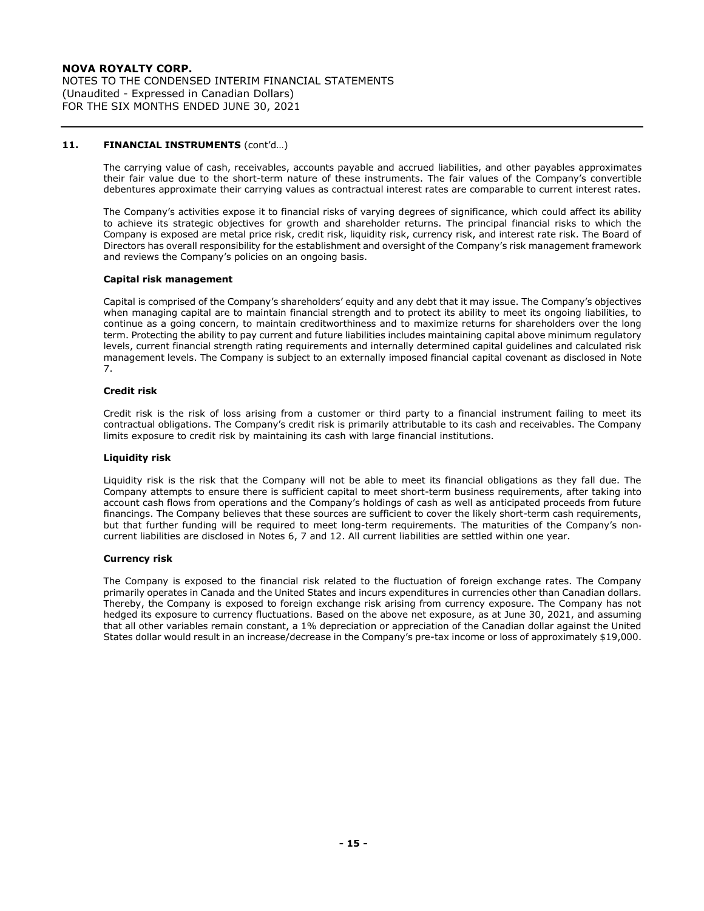## 11. FINANCIAL INSTRUMENTS (cont'd…)

The carrying value of cash, receivables, accounts payable and accrued liabilities, and other payables approximates their fair value due to the short-term nature of these instruments. The fair values of the Company's convertible debentures approximate their carrying values as contractual interest rates are comparable to current interest rates.

The Company's activities expose it to financial risks of varying degrees of significance, which could affect its ability to achieve its strategic objectives for growth and shareholder returns. The principal financial risks to which the Company is exposed are metal price risk, credit risk, liquidity risk, currency risk, and interest rate risk. The Board of Directors has overall responsibility for the establishment and oversight of the Company's risk management framework and reviews the Company's policies on an ongoing basis.

### Capital risk management

Capital is comprised of the Company's shareholders' equity and any debt that it may issue. The Company's objectives when managing capital are to maintain financial strength and to protect its ability to meet its ongoing liabilities, to continue as a going concern, to maintain creditworthiness and to maximize returns for shareholders over the long term. Protecting the ability to pay current and future liabilities includes maintaining capital above minimum regulatory levels, current financial strength rating requirements and internally determined capital guidelines and calculated risk management levels. The Company is subject to an externally imposed financial capital covenant as disclosed in Note 7.

### Credit risk

Credit risk is the risk of loss arising from a customer or third party to a financial instrument failing to meet its contractual obligations. The Company's credit risk is primarily attributable to its cash and receivables. The Company limits exposure to credit risk by maintaining its cash with large financial institutions.

### Liquidity risk

Liquidity risk is the risk that the Company will not be able to meet its financial obligations as they fall due. The Company attempts to ensure there is sufficient capital to meet short-term business requirements, after taking into account cash flows from operations and the Company's holdings of cash as well as anticipated proceeds from future financings. The Company believes that these sources are sufficient to cover the likely short-term cash requirements, but that further funding will be required to meet long-term requirements. The maturities of the Company's non-current liabilities are disclosed in Notes 6, 7 and 12. All current liabilities are settled within one year.

### Currency risk

The Company is exposed to the financial risk related to the fluctuation of foreign exchange rates. The Company primarily operates in Canada and the United States and incurs expenditures in currencies other than Canadian dollars. Thereby, the Company is exposed to foreign exchange risk arising from currency exposure. The Company has not hedged its exposure to currency fluctuations. Based on the above net exposure, as at June 30, 2021, and assuming that all other variables remain constant, a 1% depreciation or appreciation of the Canadian dollar against the United States dollar would result in an increase/decrease in the Company's pre-tax income or loss of approximately $19,000.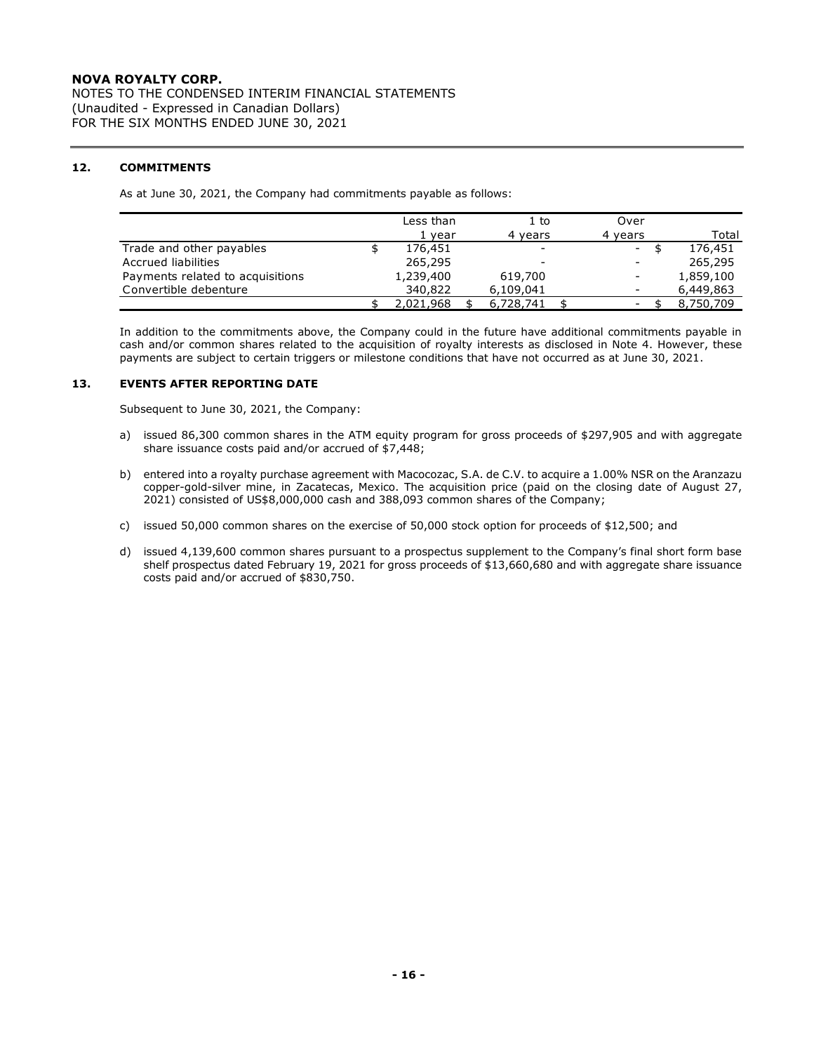**NOVA ROYALTY CORP.**
NOTES TO THE CONDENSED INTERIM FINANCIAL STATEMENTS
(Unaudited - Expressed in Canadian Dollars)
FOR THE SIX MONTHS ENDED JUNE 30, 2021

## 12. COMMITMENTS

As at June 30, 2021, the Company had commitments payable as follows:

| | Less than 1 year | 1 to 4 years | Over 4 years | Total |
|---|---|---|---|---|
| Trade and other payables | $ 176,451 | - | - | $ 176,451 |
| Accrued liabilities | 265,295 | - | - | 265,295 |
| Payments related to acquisitions | 1,239,400 | 619,700 | - | 1,859,100 |
| Convertible debenture | 340,822 | 6,109,041 | - | 6,449,863 |
| | $ 2,021,968 | $ 6,728,741 | $ - | $ 8,750,709 |

In addition to the commitments above, the Company could in the future have additional commitments payable in cash and/or common shares related to the acquisition of royalty interests as disclosed in Note 4. However, these payments are subject to certain triggers or milestone conditions that have not occurred as at June 30, 2021.

## 13. EVENTS AFTER REPORTING DATE

Subsequent to June 30, 2021, the Company:

a) issued 86,300 common shares in the ATM equity program for gross proceeds of $297,905 and with aggregate share issuance costs paid and/or accrued of $7,448;

b) entered into a royalty purchase agreement with Macocozac, S.A. de C.V. to acquire a 1.00% NSR on the Aranzazu copper-gold-silver mine, in Zacatecas, Mexico. The acquisition price (paid on the closing date of August 27, 2021) consisted of US$8,000,000 cash and 388,093 common shares of the Company;

c) issued 50,000 common shares on the exercise of 50,000 stock option for proceeds of $12,500; and

d) issued 4,139,600 common shares pursuant to a prospectus supplement to the Company's final short form base shelf prospectus dated February 19, 2021 for gross proceeds of $13,660,680 and with aggregate share issuance costs paid and/or accrued of $830,750.